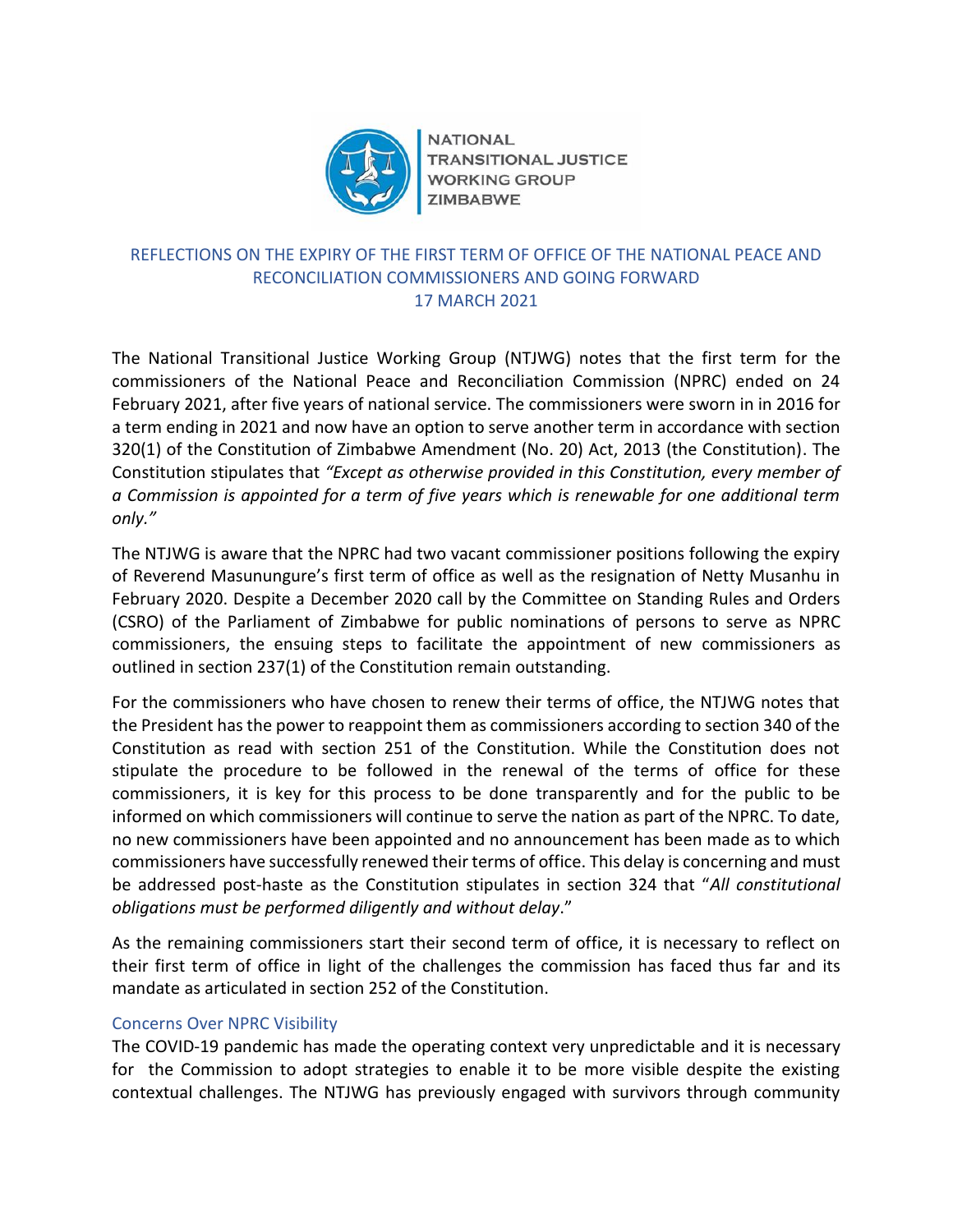NATIONAL TRANSITIONAL JUSTICE WORKING GROUP ZIMBABWE

# REFLECTIONS ON THE EXPIRY OF THE FIRST TERM OF OFFICE OF THE NATIONAL PEACE AND RECONCILIATION COMMISSIONERS AND GOING FORWARD

17 MARCH 2021

The National Transitional Justice Working Group (NTJWG) notes that the first term for the commissioners of the National Peace and Reconciliation Commission (NPRC) ended on 24 February 2021, after five years of national service. The commissioners were sworn in in 2016 for a term ending in 2021 and now have an option to serve another term in accordance with section 320(1) of the Constitution of Zimbabwe Amendment (No. 20) Act, 2013 (the Constitution). The Constitution stipulates that *"Except as otherwise provided in this Constitution, every member of a Commission is appointed for a term of five years which is renewable for one additional term only."*

The NTJWG is aware that the NPRC had two vacant commissioner positions following the expiry of Reverend Masunungure's first term of office as well as the resignation of Netty Musanhu in February 2020. Despite a December 2020 call by the Committee on Standing Rules and Orders (CSRO) of the Parliament of Zimbabwe for public nominations of persons to serve as NPRC commissioners, the ensuing steps to facilitate the appointment of new commissioners as outlined in section 237(1) of the Constitution remain outstanding.

For the commissioners who have chosen to renew their terms of office, the NTJWG notes that the President has the power to reappoint them as commissioners according to section 340 of the Constitution as read with section 251 of the Constitution. While the Constitution does not stipulate the procedure to be followed in the renewal of the terms of office for these commissioners, it is key for this process to be done transparently and for the public to be informed on which commissioners will continue to serve the nation as part of the NPRC. To date, no new commissioners have been appointed and no announcement has been made as to which commissioners have successfully renewed their terms of office. This delay is concerning and must be addressed post-haste as the Constitution stipulates in section 324 that "*All constitutional obligations must be performed diligently and without delay*."

As the remaining commissioners start their second term of office, it is necessary to reflect on their first term of office in light of the challenges the commission has faced thus far and its mandate as articulated in section 252 of the Constitution.

## Concerns Over NPRC Visibility

The COVID-19 pandemic has made the operating context very unpredictable and it is necessary for the Commission to adopt strategies to enable it to be more visible despite the existing contextual challenges. The NTJWG has previously engaged with survivors through community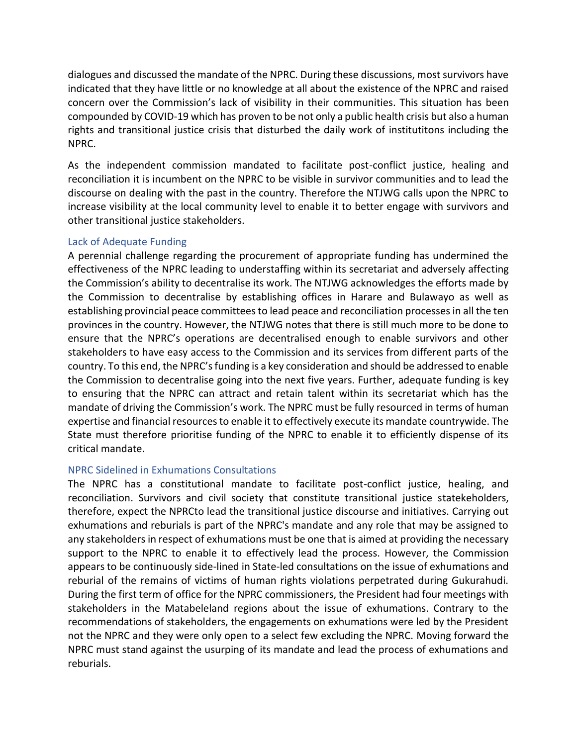dialogues and discussed the mandate of the NPRC. During these discussions, most survivors have indicated that they have little or no knowledge at all about the existence of the NPRC and raised concern over the Commission's lack of visibility in their communities. This situation has been compounded by COVID-19 which has proven to be not only a public health crisis but also a human rights and transitional justice crisis that disturbed the daily work of institutitons including the NPRC.

As the independent commission mandated to facilitate post-conflict justice, healing and reconciliation it is incumbent on the NPRC to be visible in survivor communities and to lead the discourse on dealing with the past in the country. Therefore the NTJWG calls upon the NPRC to increase visibility at the local community level to enable it to better engage with survivors and other transitional justice stakeholders.

### Lack of Adequate Funding

A perennial challenge regarding the procurement of appropriate funding has undermined the effectiveness of the NPRC leading to understaffing within its secretariat and adversely affecting the Commission's ability to decentralise its work. The NTJWG acknowledges the efforts made by the Commission to decentralise by establishing offices in Harare and Bulawayo as well as establishing provincial peace committees to lead peace and reconciliation processes in all the ten provinces in the country. However, the NTJWG notes that there is still much more to be done to ensure that the NPRC's operations are decentralised enough to enable survivors and other stakeholders to have easy access to the Commission and its services from different parts of the country. To this end, the NPRC's funding is a key consideration and should be addressed to enable the Commission to decentralise going into the next five years. Further, adequate funding is key to ensuring that the NPRC can attract and retain talent within its secretariat which has the mandate of driving the Commission's work. The NPRC must be fully resourced in terms of human expertise and financial resources to enable it to effectively execute its mandate countrywide. The State must therefore prioritise funding of the NPRC to enable it to efficiently dispense of its critical mandate.

### NPRC Sidelined in Exhumations Consultations

The NPRC has a constitutional mandate to facilitate post-conflict justice, healing, and reconciliation. Survivors and civil society that constitute transitional justice statekeholders, therefore, expect the NPRCto lead the transitional justice discourse and initiatives. Carrying out exhumations and reburials is part of the NPRC's mandate and any role that may be assigned to any stakeholders in respect of exhumations must be one that is aimed at providing the necessary support to the NPRC to enable it to effectively lead the process. However, the Commission appears to be continuously side-lined in State-led consultations on the issue of exhumations and reburial of the remains of victims of human rights violations perpetrated during Gukurahudi. During the first term of office for the NPRC commissioners, the President had four meetings with stakeholders in the Matabeleland regions about the issue of exhumations. Contrary to the recommendations of stakeholders, the engagements on exhumations were led by the President not the NPRC and they were only open to a select few excluding the NPRC. Moving forward the NPRC must stand against the usurping of its mandate and lead the process of exhumations and reburials.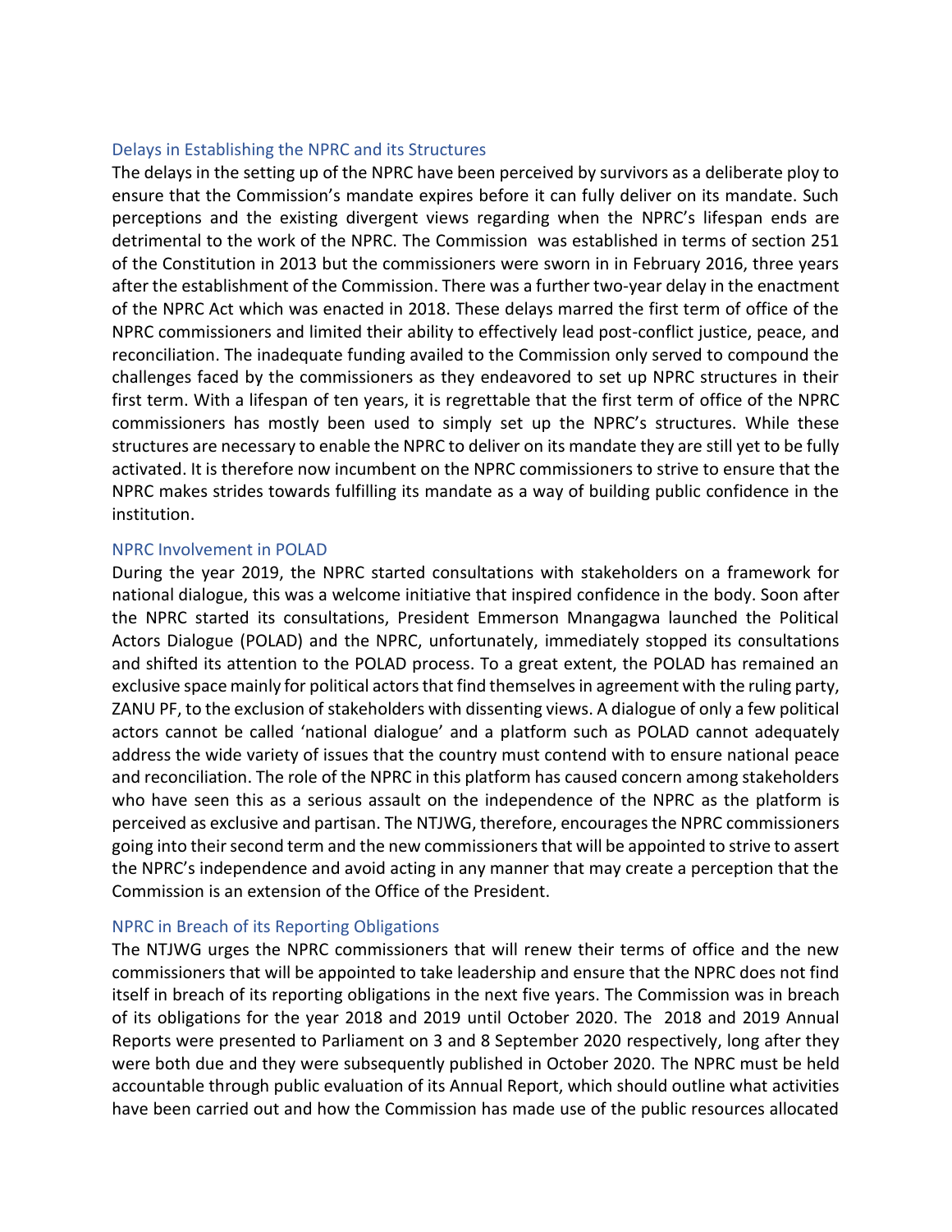### Delays in Establishing the NPRC and its Structures

The delays in the setting up of the NPRC have been perceived by survivors as a deliberate ploy to ensure that the Commission's mandate expires before it can fully deliver on its mandate. Such perceptions and the existing divergent views regarding when the NPRC's lifespan ends are detrimental to the work of the NPRC. The Commission was established in terms of section 251 of the Constitution in 2013 but the commissioners were sworn in in February 2016, three years after the establishment of the Commission. There was a further two-year delay in the enactment of the NPRC Act which was enacted in 2018. These delays marred the first term of office of the NPRC commissioners and limited their ability to effectively lead post-conflict justice, peace, and reconciliation. The inadequate funding availed to the Commission only served to compound the challenges faced by the commissioners as they endeavored to set up NPRC structures in their first term. With a lifespan of ten years, it is regrettable that the first term of office of the NPRC commissioners has mostly been used to simply set up the NPRC's structures. While these structures are necessary to enable the NPRC to deliver on its mandate they are still yet to be fully activated. It is therefore now incumbent on the NPRC commissioners to strive to ensure that the NPRC makes strides towards fulfilling its mandate as a way of building public confidence in the institution.

### NPRC Involvement in POLAD

During the year 2019, the NPRC started consultations with stakeholders on a framework for national dialogue, this was a welcome initiative that inspired confidence in the body. Soon after the NPRC started its consultations, President Emmerson Mnangagwa launched the Political Actors Dialogue (POLAD) and the NPRC, unfortunately, immediately stopped its consultations and shifted its attention to the POLAD process. To a great extent, the POLAD has remained an exclusive space mainly for political actors that find themselves in agreement with the ruling party, ZANU PF, to the exclusion of stakeholders with dissenting views. A dialogue of only a few political actors cannot be called 'national dialogue' and a platform such as POLAD cannot adequately address the wide variety of issues that the country must contend with to ensure national peace and reconciliation. The role of the NPRC in this platform has caused concern among stakeholders who have seen this as a serious assault on the independence of the NPRC as the platform is perceived as exclusive and partisan. The NTJWG, therefore, encourages the NPRC commissioners going into their second term and the new commissioners that will be appointed to strive to assert the NPRC's independence and avoid acting in any manner that may create a perception that the Commission is an extension of the Office of the President.

### NPRC in Breach of its Reporting Obligations

The NTJWG urges the NPRC commissioners that will renew their terms of office and the new commissioners that will be appointed to take leadership and ensure that the NPRC does not find itself in breach of its reporting obligations in the next five years. The Commission was in breach of its obligations for the year 2018 and 2019 until October 2020. The 2018 and 2019 Annual Reports were presented to Parliament on 3 and 8 September 2020 respectively, long after they were both due and they were subsequently published in October 2020. The NPRC must be held accountable through public evaluation of its Annual Report, which should outline what activities have been carried out and how the Commission has made use of the public resources allocated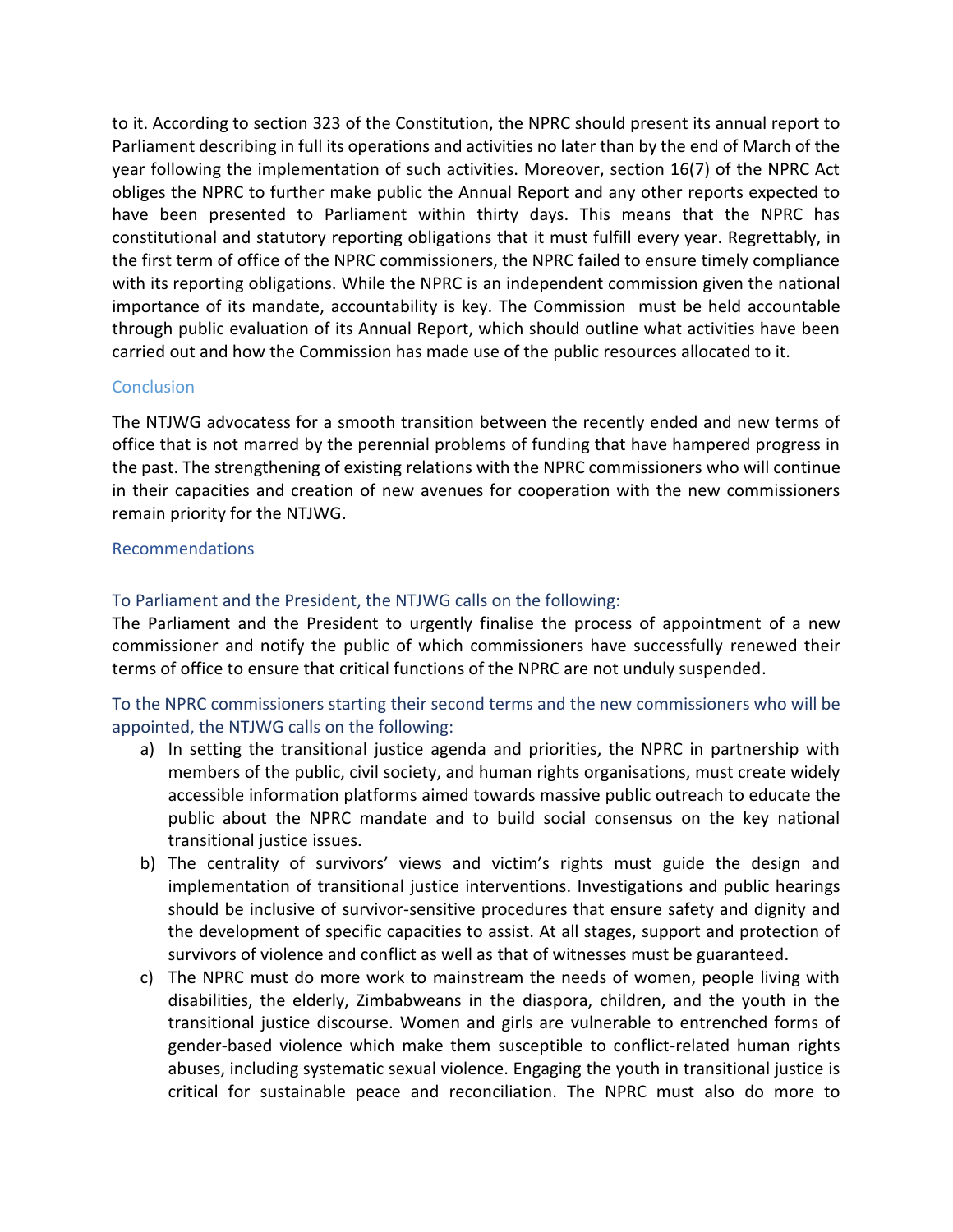to it. According to section 323 of the Constitution, the NPRC should present its annual report to Parliament describing in full its operations and activities no later than by the end of March of the year following the implementation of such activities. Moreover, section 16(7) of the NPRC Act obliges the NPRC to further make public the Annual Report and any other reports expected to have been presented to Parliament within thirty days. This means that the NPRC has constitutional and statutory reporting obligations that it must fulfill every year. Regrettably, in the first term of office of the NPRC commissioners, the NPRC failed to ensure timely compliance with its reporting obligations. While the NPRC is an independent commission given the national importance of its mandate, accountability is key. The Commission must be held accountable through public evaluation of its Annual Report, which should outline what activities have been carried out and how the Commission has made use of the public resources allocated to it.

## Conclusion

The NTJWG advocatess for a smooth transition between the recently ended and new terms of office that is not marred by the perennial problems of funding that have hampered progress in the past. The strengthening of existing relations with the NPRC commissioners who will continue in their capacities and creation of new avenues for cooperation with the new commissioners remain priority for the NTJWG.

## Recommendations

### To Parliament and the President, the NTJWG calls on the following:

The Parliament and the President to urgently finalise the process of appointment of a new commissioner and notify the public of which commissioners have successfully renewed their terms of office to ensure that critical functions of the NPRC are not unduly suspended.

### To the NPRC commissioners starting their second terms and the new commissioners who will be appointed, the NTJWG calls on the following:

a) In setting the transitional justice agenda and priorities, the NPRC in partnership with members of the public, civil society, and human rights organisations, must create widely accessible information platforms aimed towards massive public outreach to educate the public about the NPRC mandate and to build social consensus on the key national transitional justice issues.

b) The centrality of survivors' views and victim's rights must guide the design and implementation of transitional justice interventions. Investigations and public hearings should be inclusive of survivor-sensitive procedures that ensure safety and dignity and the development of specific capacities to assist. At all stages, support and protection of survivors of violence and conflict as well as that of witnesses must be guaranteed.

c) The NPRC must do more work to mainstream the needs of women, people living with disabilities, the elderly, Zimbabweans in the diaspora, children, and the youth in the transitional justice discourse. Women and girls are vulnerable to entrenched forms of gender-based violence which make them susceptible to conflict-related human rights abuses, including systematic sexual violence. Engaging the youth in transitional justice is critical for sustainable peace and reconciliation. The NPRC must also do more to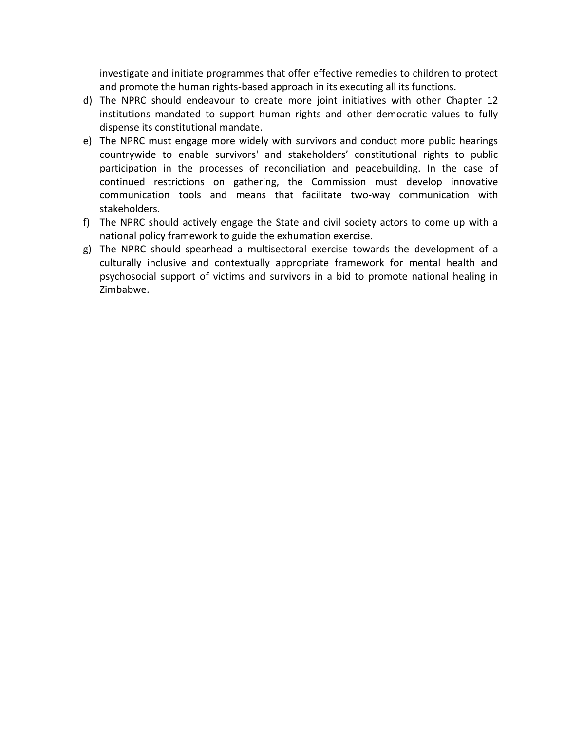investigate and initiate programmes that offer effective remedies to children to protect and promote the human rights-based approach in its executing all its functions.

d) The NPRC should endeavour to create more joint initiatives with other Chapter 12 institutions mandated to support human rights and other democratic values to fully dispense its constitutional mandate.

e) The NPRC must engage more widely with survivors and conduct more public hearings countrywide to enable survivors' and stakeholders' constitutional rights to public participation in the processes of reconciliation and peacebuilding. In the case of continued restrictions on gathering, the Commission must develop innovative communication tools and means that facilitate two-way communication with stakeholders.

f) The NPRC should actively engage the State and civil society actors to come up with a national policy framework to guide the exhumation exercise.

g) The NPRC should spearhead a multisectoral exercise towards the development of a culturally inclusive and contextually appropriate framework for mental health and psychosocial support of victims and survivors in a bid to promote national healing in Zimbabwe.